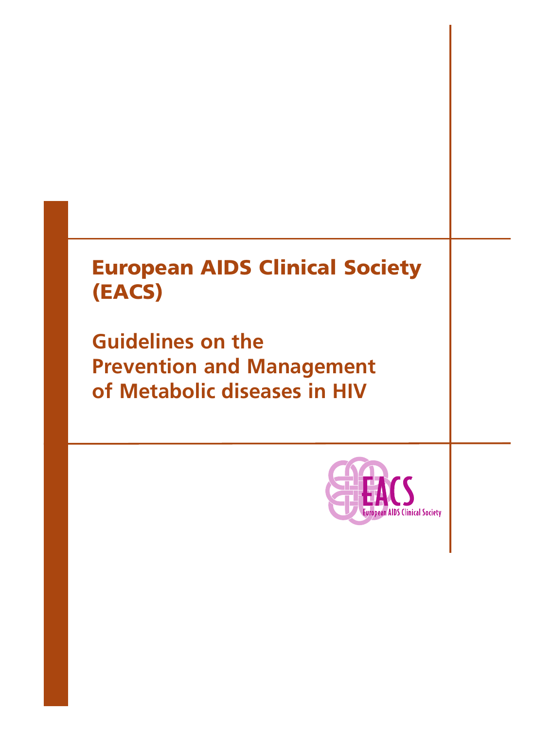# European AIDS Clinical Society (EACS)

## Guidelines on the Prevention and Management of Metabolic diseases in HIV

EACS
European AIDS Clinical Society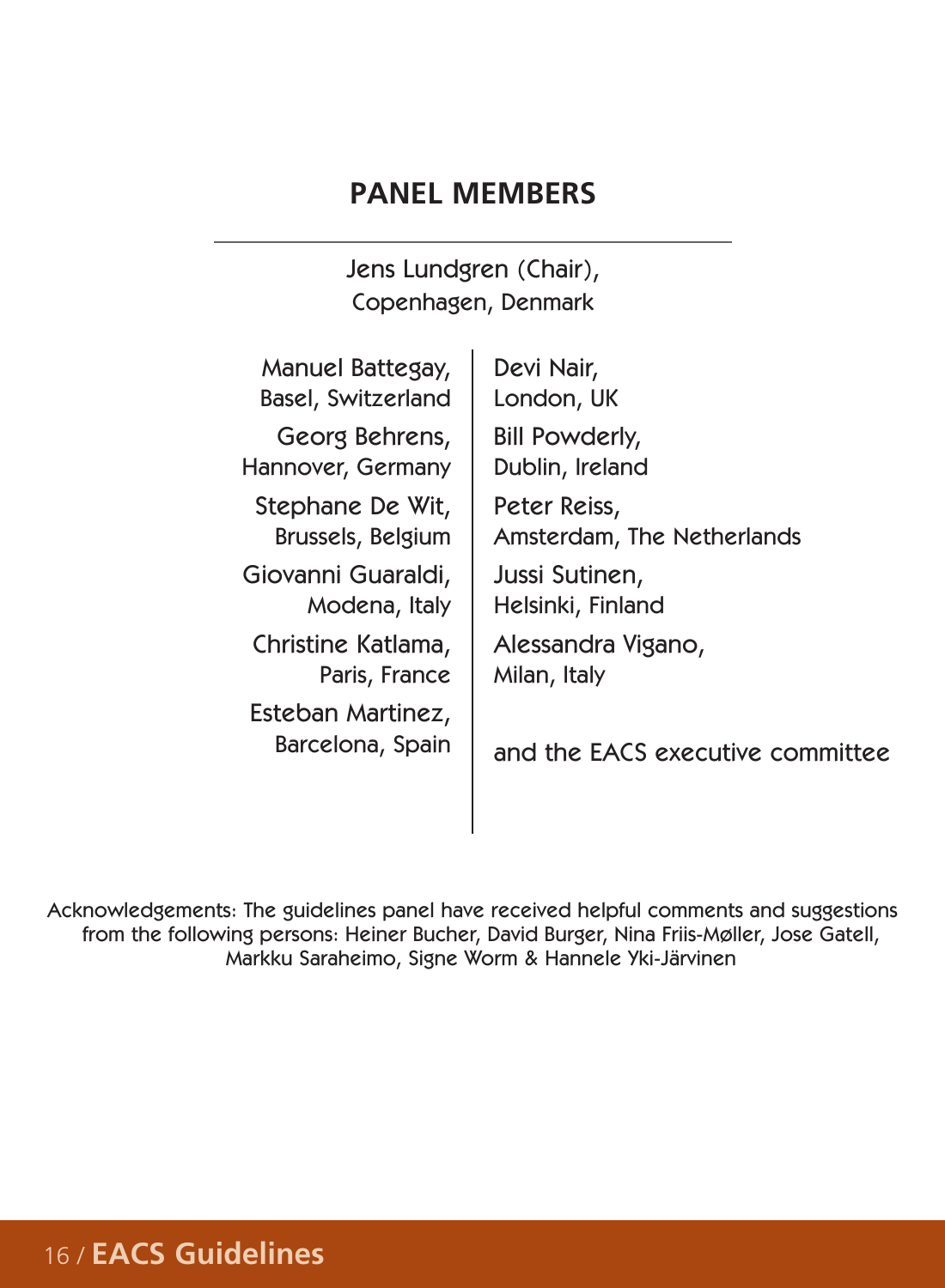## PANEL MEMBERS

Jens Lundgren (Chair),
Copenhagen, Denmark

Manuel Battegay,
Basel, Switzerland

Georg Behrens,
Hannover, Germany

Stephane De Wit,
Brussels, Belgium

Giovanni Guaraldi,
Modena, Italy

Christine Katlama,
Paris, France

Esteban Martinez,
Barcelona, Spain

Devi Nair,
London, UK

Bill Powderly,
Dublin, Ireland

Peter Reiss,
Amsterdam, The Netherlands

Jussi Sutinen,
Helsinki, Finland

Alessandra Vigano,
Milan, Italy

and the EACS executive committee

Acknowledgements: The guidelines panel have received helpful comments and suggestions from the following persons: Heiner Bucher, David Burger, Nina Friis-Møller, Jose Gatell, Markku Saraheimo, Signe Worm & Hannele Yki-Järvinen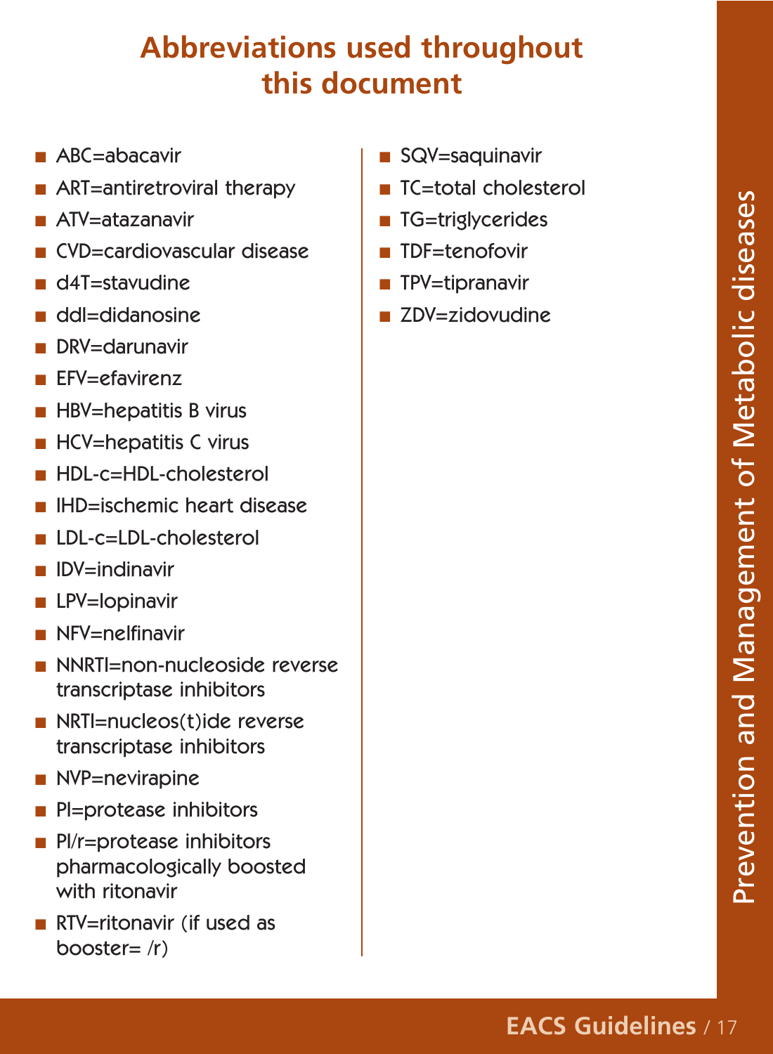# Abbreviations used throughout this document

- ABC=abacavir
- ART=antiretroviral therapy
- ATV=atazanavir
- CVD=cardiovascular disease
- d4T=stavudine
- ddI=didanosine
- DRV=darunavir
- EFV=efavirenz
- HBV=hepatitis B virus
- HCV=hepatitis C virus
- HDL-c=HDL-cholesterol
- IHD=ischemic heart disease
- LDL-c=LDL-cholesterol
- IDV=indinavir
- LPV=lopinavir
- NFV=nelfinavir
- NNRTI=non-nucleoside reverse transcriptase inhibitors
- NRTI=nucleos(t)ide reverse transcriptase inhibitors
- NVP=nevirapine
- PI=protease inhibitors
- PI/r=protease inhibitors pharmacologically boosted with ritonavir
- RTV=ritonavir (if used as booster= /r)
- SQV=saquinavir
- TC=total cholesterol
- TG=triglycerides
- TDF=tenofovir
- TPV=tipranavir
- ZDV=zidovudine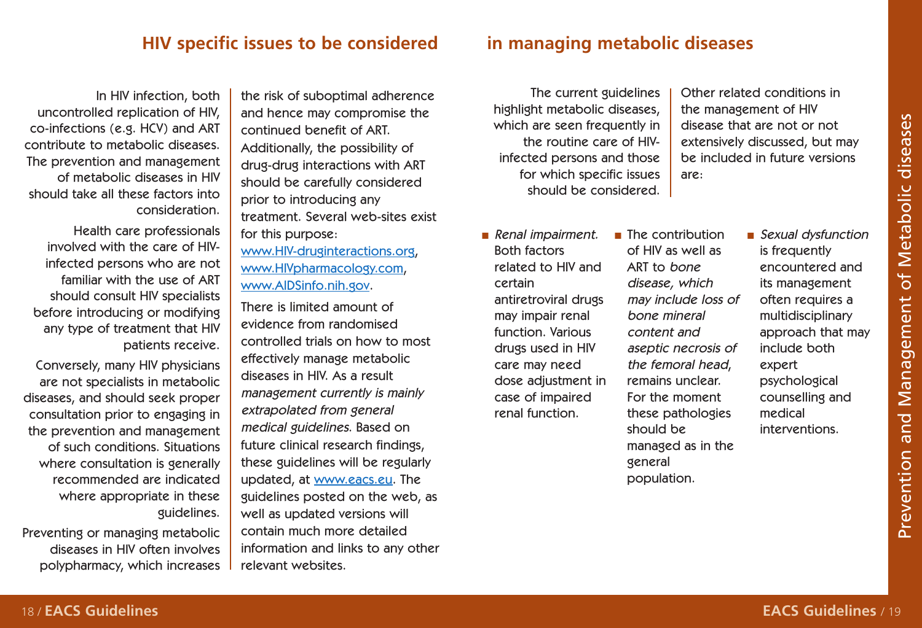## HIV specific issues to be considered in managing metabolic diseases

In HIV infection, both uncontrolled replication of HIV, co-infections (e.g. HCV) and ART contribute to metabolic diseases. The prevention and management of metabolic diseases in HIV should take all these factors into consideration.

Health care professionals involved with the care of HIV-infected persons who are not familiar with the use of ART should consult HIV specialists before introducing or modifying any type of treatment that HIV patients receive.

Conversely, many HIV physicians are not specialists in metabolic diseases, and should seek proper consultation prior to engaging in the prevention and management of such conditions. Situations where consultation is generally recommended are indicated where appropriate in these guidelines.

Preventing or managing metabolic diseases in HIV often involves polypharmacy, which increases the risk of suboptimal adherence and hence may compromise the continued benefit of ART. Additionally, the possibility of drug-drug interactions with ART should be carefully considered prior to introducing any treatment. Several web-sites exist for this purpose: www.HIV-druginteractions.org, www.HIVpharmacology.com, www.AIDSinfo.nih.gov.

There is limited amount of evidence from randomised controlled trials on how to most effectively manage metabolic diseases in HIV. As a result *management currently is mainly extrapolated from general medical guidelines*. Based on future clinical research findings, these guidelines will be regularly updated, at www.eacs.eu. The guidelines posted on the web, as well as updated versions will contain much more detailed information and links to any other relevant websites.

The current guidelines highlight metabolic diseases, which are seen frequently in the routine care of HIV-infected persons and those for which specific issues should be considered.

Other related conditions in the management of HIV disease that are not or not extensively discussed, but may be included in future versions are:

- *Renal impairment.* Both factors related to HIV and certain antiretroviral drugs may impair renal function. Various drugs used in HIV care may need dose adjustment in case of impaired renal function.
- The contribution of HIV as well as ART to *bone disease, which may include loss of bone mineral content and aseptic necrosis of the femoral head*, remains unclear. For the moment these pathologies should be managed as in the general population.
- *Sexual dysfunction* is frequently encountered and its management often requires a multidisciplinary approach that may include both expert psychological counselling and medical interventions.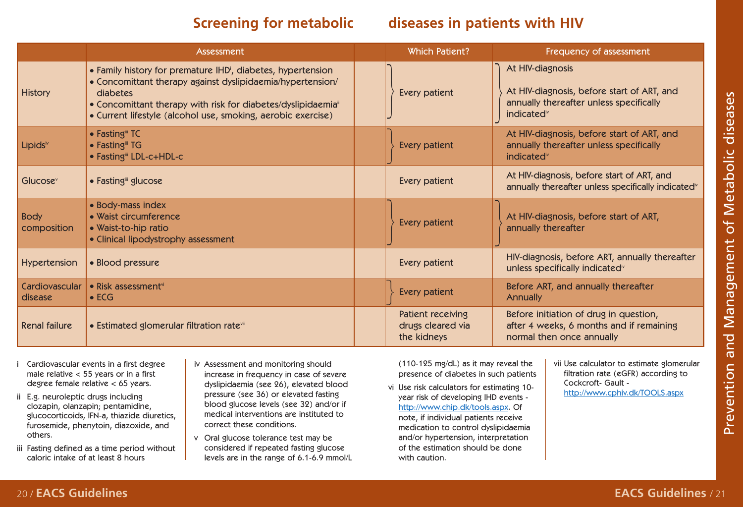# Screening for metabolic diseases in patients with HIV

| | Assessment | Which Patient? | Frequency of assessment |
|---|---|---|---|
| History | • Family history for premature IHD[i], diabetes, hypertension<br>• Concomittant therapy against dyslipidaemia/hypertension/ diabetes<br>• Concomittant therapy with risk for diabetes/dyslipidaemia[ii]<br>• Current lifestyle (alcohol use, smoking, aerobic exercise) | Every patient | At HIV-diagnosis<br><br>At HIV-diagnosis, before start of ART, and annually thereafter unless specifically indicated[iv] |
| Lipids[iv] | • Fasting[iii] TC<br>• Fasting[iii] TG<br>• Fasting[iii] LDL-c+HDL-c | Every patient | At HIV-diagnosis, before start of ART, and annually thereafter unless specifically indicated[iv] |
| Glucose[v] | • Fasting[iii] glucose | Every patient | At HIV-diagnosis, before start of ART, and annually thereafter unless specifically indicated[iv] |
| Body composition | • Body-mass index<br>• Waist circumference<br>• Waist-to-hip ratio<br>• Clinical lipodystrophy assessment | Every patient | At HIV-diagnosis, before start of ART, annually thereafter |
| Hypertension | • Blood pressure | Every patient | HIV-diagnosis, before ART, annually thereafter unless specifically indicated[iv] |
| Cardiovascular disease | • Risk assessment[vi]<br>• ECG | Every patient | Before ART, and annually thereafter<br>Annually |
| Renal failure | • Estimated glomerular filtration rate[vii] | Patient receiving drugs cleared via the kidneys | Before initiation of drug in question, after 4 weeks, 6 months and if remaining normal then once annually |

i Cardiovascular events in a first degree male relative < 55 years or in a first degree female relative < 65 years.

ii E.g. neuroleptic drugs including clozapin, olanzapin; pentamidine, glucocorticoids, IFN-a, thiazide diuretics, furosemide, phenytoin, diazoxide, and others.

iii Fasting defined as a time period without caloric intake of at least 8 hours

iv Assessment and monitoring should increase in frequency in case of severe dyslipidaemia (see 26), elevated blood pressure (see 36) or elevated fasting blood glucose levels (see 32) and/or if medical interventions are instituted to correct these conditions.

v Oral glucose tolerance test may be considered if repeated fasting glucose levels are in the range of 6.1-6.9 mmol/L (110-125 mg/dL) as it may reveal the presence of diabetes in such patients

vi Use risk calculators for estimating 10-year risk of developing IHD events - http://www.chip.dk/tools.aspx. Of note, if individual patients receive medication to control dyslipidaemia and/or hypertension, interpretation of the estimation should be done with caution.

vii Use calculator to estimate glomerular filtration rate (eGFR) according to Cockcroft- Gault - http://www.cphiv.dk/TOOLS.aspx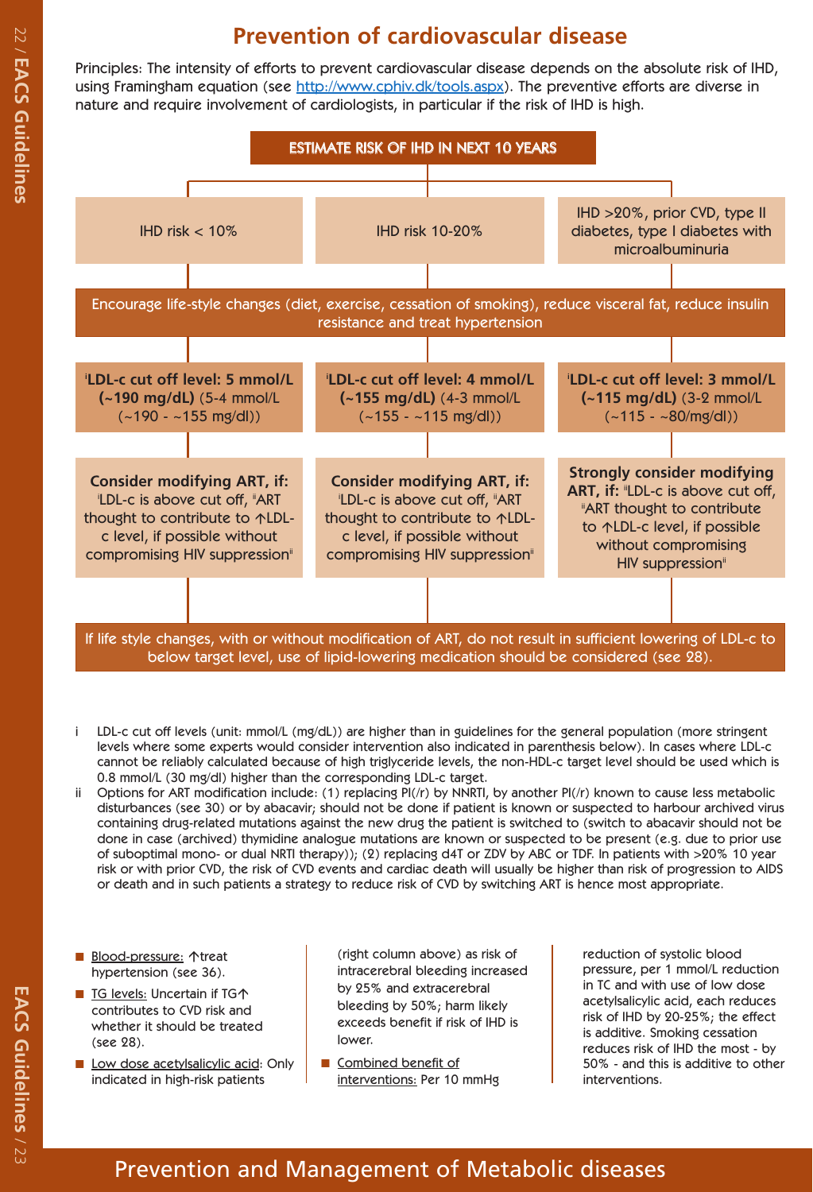# Prevention of cardiovascular disease

Principles: The intensity of efforts to prevent cardiovascular disease depends on the absolute risk of IHD, using Framingham equation (see http://www.cphiv.dk/tools.aspx). The preventive efforts are diverse in nature and require involvement of cardiologists, in particular if the risk of IHD is high.

**ESTIMATE RISK OF IHD IN NEXT 10 YEARS**

| IHD risk < 10% | IHD risk 10-20% | IHD >20%, prior CVD, type II diabetes, type I diabetes with microalbuminuria |
|---|---|---|
| Encourage life-style changes (diet, exercise, cessation of smoking), reduce visceral fat, reduce insulin resistance and treat hypertension | | |
| [i]**LDL-c cut off level: 5 mmol/L (~190 mg/dL)** (5-4 mmol/L (~190 - ~155 mg/dl)) | [i]**LDL-c cut off level: 4 mmol/L (~155 mg/dL)** (4-3 mmol/L (~155 - ~115 mg/dl)) | [i]**LDL-c cut off level: 3 mmol/L (~115 mg/dL)** (3-2 mmol/L (~115 - ~80/mg/dl)) |
| **Consider modifying ART, if:** [i]LDL-c is above cut off, [ii]ART thought to contribute to ↑LDL-c level, if possible without compromising HIV suppression[ii] | **Consider modifying ART, if:** [i]LDL-c is above cut off, [ii]ART thought to contribute to ↑LDL-c level, if possible without compromising HIV suppression[ii] | **Strongly consider modifying ART, if:** [ii]LDL-c is above cut off, [ii]ART thought to contribute to ↑LDL-c level, if possible without compromising HIV suppression[ii] |
| If life style changes, with or without modification of ART, do not result in sufficient lowering of LDL-c to below target level, use of lipid-lowering medication should be considered (see 28). | | |

i LDL-c cut off levels (unit: mmol/L (mg/dL)) are higher than in guidelines for the general population (more stringent levels where some experts would consider intervention also indicated in parenthesis below). In cases where LDL-c cannot be reliably calculated because of high triglyceride levels, the non-HDL-c target level should be used which is 0.8 mmol/L (30 mg/dl) higher than the corresponding LDL-c target.

ii Options for ART modification include: (1) replacing PI(/r) by NNRTI, by another PI(/r) known to cause less metabolic disturbances (see 30) or by abacavir; should not be done if patient is known or suspected to harbour archived virus containing drug-related mutations against the new drug the patient is switched to (switch to abacavir should not be done in case (archived) thymidine analogue mutations are known or suspected to be present (e.g. due to prior use of suboptimal mono- or dual NRTI therapy)); (2) replacing d4T or ZDV by ABC or TDF. In patients with >20% 10 year risk or with prior CVD, the risk of CVD events and cardiac death will usually be higher than risk of progression to AIDS or death and in such patients a strategy to reduce risk of CVD by switching ART is hence most appropriate.

- Blood-pressure: ↑treat hypertension (see 36).
- TG levels: Uncertain if TG↑ contributes to CVD risk and whether it should be treated (see 28).
- Low dose acetylsalicylic acid: Only indicated in high-risk patients (right column above) as risk of intracerebral bleeding increased by 25% and extracerebral bleeding by 50%; harm likely exceeds benefit if risk of IHD is lower.
- Combined benefit of interventions: Per 10 mmHg reduction of systolic blood pressure, per 1 mmol/L reduction in TC and with use of low dose acetylsalicylic acid, each reduces risk of IHD by 20-25%; the effect is additive. Smoking cessation reduces risk of IHD the most - by 50% - and this is additive to other interventions.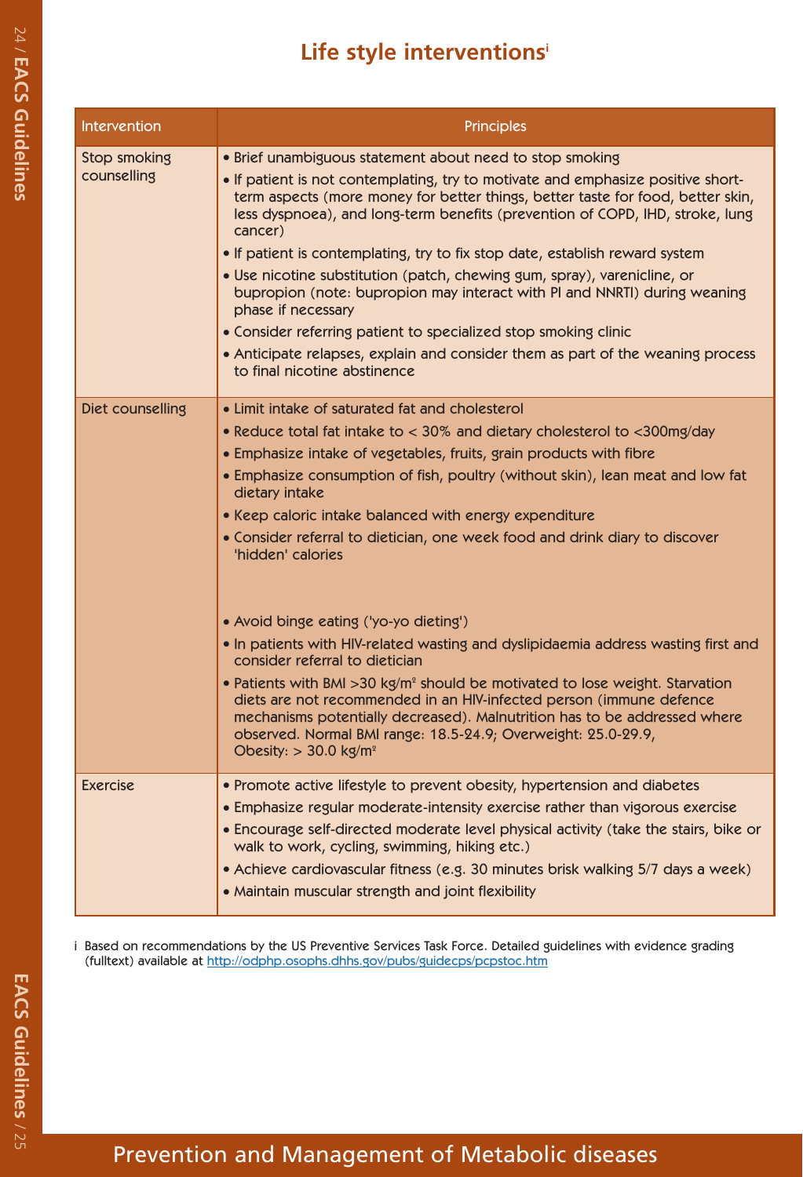# Life style interventions[i]

| Intervention | Principles |
|---|---|
| Stop smoking counselling | • Brief unambiguous statement about need to stop smoking<br>• If patient is not contemplating, try to motivate and emphasize positive short-term aspects (more money for better things, better taste for food, better skin, less dyspnoea), and long-term benefits (prevention of COPD, IHD, stroke, lung cancer)<br>• If patient is contemplating, try to fix stop date, establish reward system<br>• Use nicotine substitution (patch, chewing gum, spray), varenicline, or bupropion (note: bupropion may interact with PI and NNRTI) during weaning phase if necessary<br>• Consider referring patient to specialized stop smoking clinic<br>• Anticipate relapses, explain and consider them as part of the weaning process to final nicotine abstinence |
| Diet counselling | • Limit intake of saturated fat and cholesterol<br>• Reduce total fat intake to < 30% and dietary cholesterol to <300mg/day<br>• Emphasize intake of vegetables, fruits, grain products with fibre<br>• Emphasize consumption of fish, poultry (without skin), lean meat and low fat dietary intake<br>• Keep caloric intake balanced with energy expenditure<br>• Consider referral to dietician, one week food and drink diary to discover 'hidden' calories<br>• Avoid binge eating ('yo-yo dieting')<br>• In patients with HIV-related wasting and dyslipidaemia address wasting first and consider referral to dietician<br>• Patients with BMI >30 $kg/m^2$ should be motivated to lose weight. Starvation diets are not recommended in an HIV-infected person (immune defence mechanisms potentially decreased). Malnutrition has to be addressed where observed. Normal BMI range: 18.5-24.9; Overweight: 25.0-29.9, Obesity: > 30.0 $kg/m^2$ |
| Exercise | • Promote active lifestyle to prevent obesity, hypertension and diabetes<br>• Emphasize regular moderate-intensity exercise rather than vigorous exercise<br>• Encourage self-directed moderate level physical activity (take the stairs, bike or walk to work, cycling, swimming, hiking etc.)<br>• Achieve cardiovascular fitness (e.g. 30 minutes brisk walking 5/7 days a week)<br>• Maintain muscular strength and joint flexibility |

i Based on recommendations by the US Preventive Services Task Force. Detailed guidelines with evidence grading (fulltext) available at http://odphp.osophs.dhhs.gov/pubs/guidecps/pcpstoc.htm

Prevention and Management of Metabolic diseases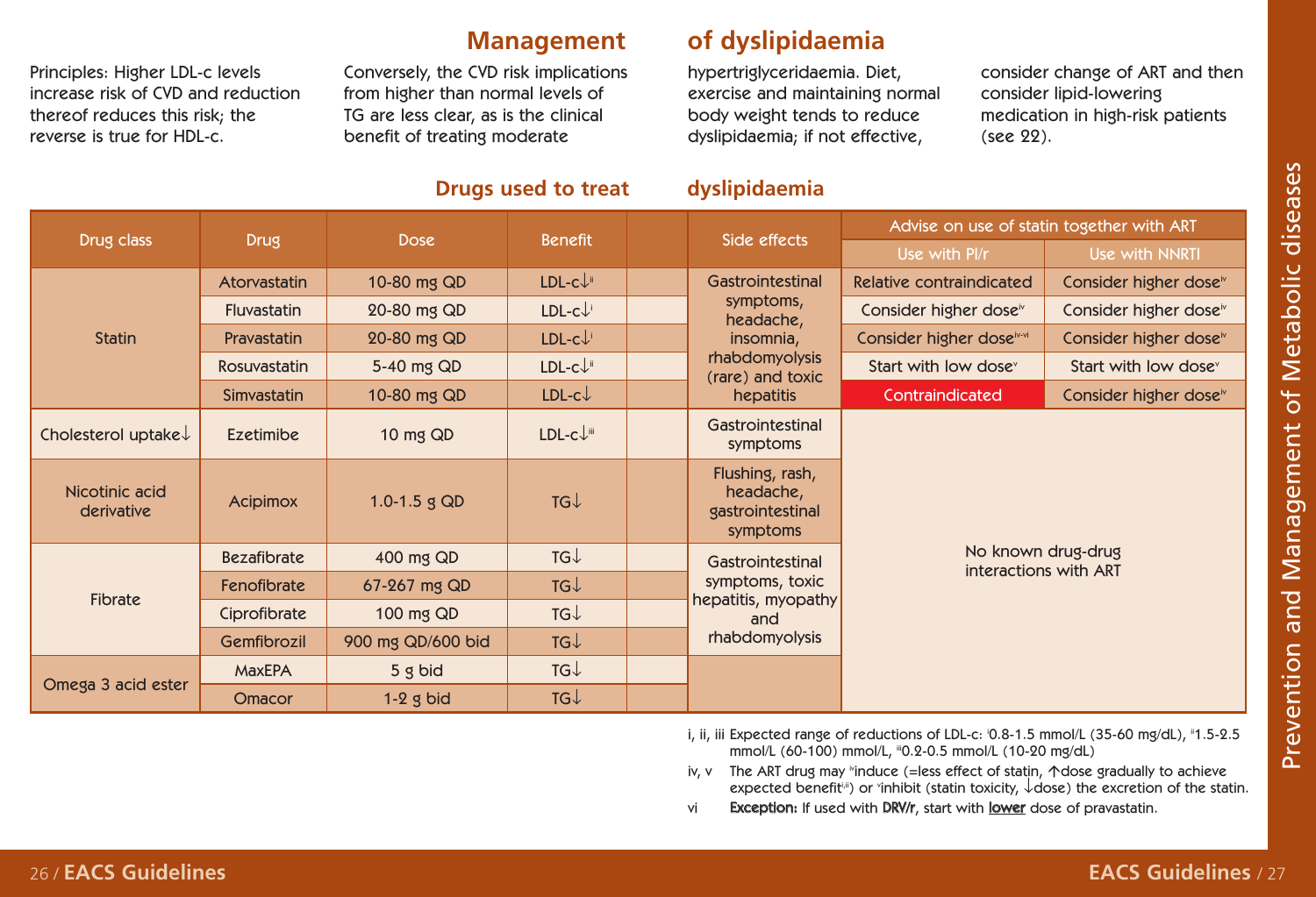# Management of dyslipidaemia

Principles: Higher LDL-c levels increase risk of CVD and reduction thereof reduces this risk; the reverse is true for HDL-c. Conversely, the CVD risk implications from higher than normal levels of TG are less clear, as is the clinical benefit of treating moderate hypertriglyceridaemia. Diet, exercise and maintaining normal body weight tends to reduce dyslipidaemia; if not effective, consider change of ART and then consider lipid-lowering medication in high-risk patients (see 22).

## Drugs used to treat dyslipidaemia

| Drug class | Drug | Dose | Benefit | Side effects | Advise on use of statin together with ART | |
|---|---|---|---|---|---|---|
| | | | | | Use with PI/r | Use with NNRTI |
| Statin | Atorvastatin | 10-80 mg QD | LDL-c↓[ii] | Gastrointestinal symptoms, headache, insomnia, rhabdomyolysis (rare) and toxic hepatitis | Relative contraindicated | Consider higher dose[iv] |
| | Fluvastatin | 20-80 mg QD | LDL-c↓[i] | | Consider higher dose[iv] | Consider higher dose[iv] |
| | Pravastatin | 20-80 mg QD | LDL-c↓[i] | | Consider higher dose[iv-vi] | Consider higher dose[iv] |
| | Rosuvastatin | 5-40 mg QD | LDL-c↓[ii] | | Start with low dose[v] | Start with low dose[v] |
| | Simvastatin | 10-80 mg QD | LDL-c↓ | | Contraindicated | Consider higher dose[iv] |
| Cholesterol uptake↓ | Ezetimibe | 10 mg QD | LDL-c↓[iii] | Gastrointestinal symptoms | No known drug-drug interactions with ART | |
| Nicotinic acid derivative | Acipimox | 1.0-1.5 g QD | TG↓ | Flushing, rash, headache, gastrointestinal symptoms | | |
| Fibrate | Bezafibrate | 400 mg QD | TG↓ | Gastrointestinal symptoms, toxic hepatitis, myopathy and rhabdomyolysis | | |
| | Fenofibrate | 67-267 mg QD | TG↓ | | | |
| | Ciprofibrate | 100 mg QD | TG↓ | | | |
| | Gemfibrozil | 900 mg QD/600 bid | TG↓ | | | |
| Omega 3 acid ester | MaxEPA | 5 g bid | TG↓ | | | |
| | Omacor | 1-2 g bid | TG↓ | | | |

i, ii, iii Expected range of reductions of LDL-c: [i]0.8-1.5 mmol/L (35-60 mg/dL), [ii]1.5-2.5 mmol/L (60-100) mmol/L, [iii]0.2-0.5 mmol/L (10-20 mg/dL)

iv, v The ART drug may [iv]induce (=less effect of statin, ↑dose gradually to achieve expected benefit[i,ii]) or [v]inhibit (statin toxicity, ↓dose) the excretion of the statin.

vi **Exception:** If used with **DRV/r**, start with **lower** dose of pravastatin.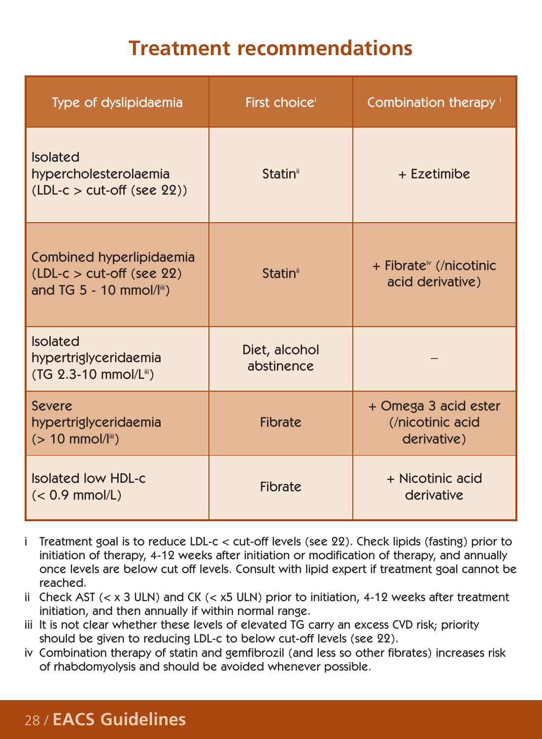# Treatment recommendations

| Type of dyslipidaemia | First choice[i] | Combination therapy [i] |
|---|---|---|
| Isolated hypercholesterolaemia (LDL-c > cut-off (see 22)) | Statin[ii] | + Ezetimibe |
| Combined hyperlipidaemia (LDL-c > cut-off (see 22) and TG 5 - 10 mmol/l[iii]) | Statin[ii] | + Fibrate[iv] (/nicotinic acid derivative) |
| Isolated hypertriglyceridaemia (TG 2.3-10 mmol/L[iii]) | Diet, alcohol abstinence | – |
| Severe hypertriglyceridaemia (> 10 mmol/l[iii]) | Fibrate | + Omega 3 acid ester (/nicotinic acid derivative) |
| Isolated low HDL-c (< 0.9 mmol/L) | Fibrate | + Nicotinic acid derivative |

i Treatment goal is to reduce LDL-c < cut-off levels (see 22). Check lipids (fasting) prior to initiation of therapy, 4-12 weeks after initiation or modification of therapy, and annually once levels are below cut off levels. Consult with lipid expert if treatment goal cannot be reached.

ii Check AST (< x 3 ULN) and CK (< x5 ULN) prior to initiation, 4-12 weeks after treatment initiation, and then annually if within normal range.

iii It is not clear whether these levels of elevated TG carry an excess CVD risk; priority should be given to reducing LDL-c to below cut-off levels (see 22).

iv Combination therapy of statin and gemfibrozil (and less so other fibrates) increases risk of rhabdomyolysis and should be avoided whenever possible.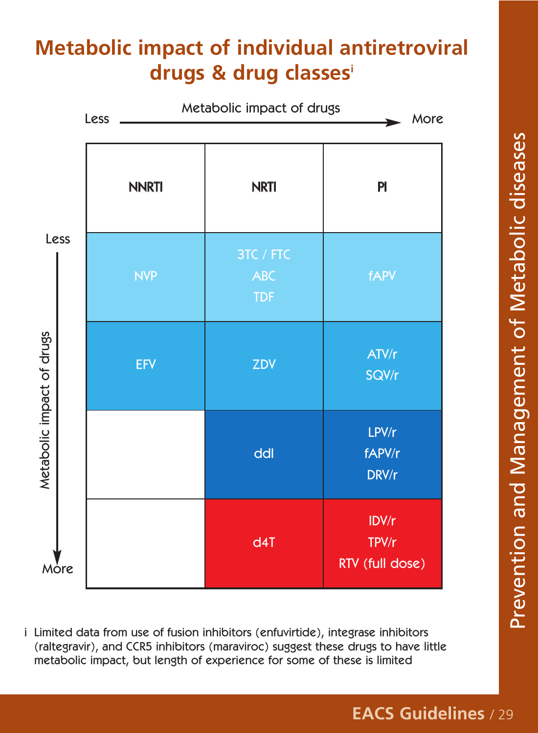# Metabolic impact of individual antiretroviral drugs & drug classes[i]

Metabolic impact of drugs: Less → More (across columns); Less → More (down rows)

| NNRTI | NRTI | PI |
|---|---|---|
| NVP | 3TC / FTC<br>ABC<br>TDF | fAPV |
| EFV | ZDV | ATV/r<br>SQV/r |
| | ddI | LPV/r<br>fAPV/r<br>DRV/r |
| | d4T | IDV/r<br>TPV/r<br>RTV (full dose) |

i Limited data from use of fusion inhibitors (enfuvirtide), integrase inhibitors (raltegravir), and CCR5 inhibitors (maraviroc) suggest these drugs to have little metabolic impact, but length of experience for some of these is limited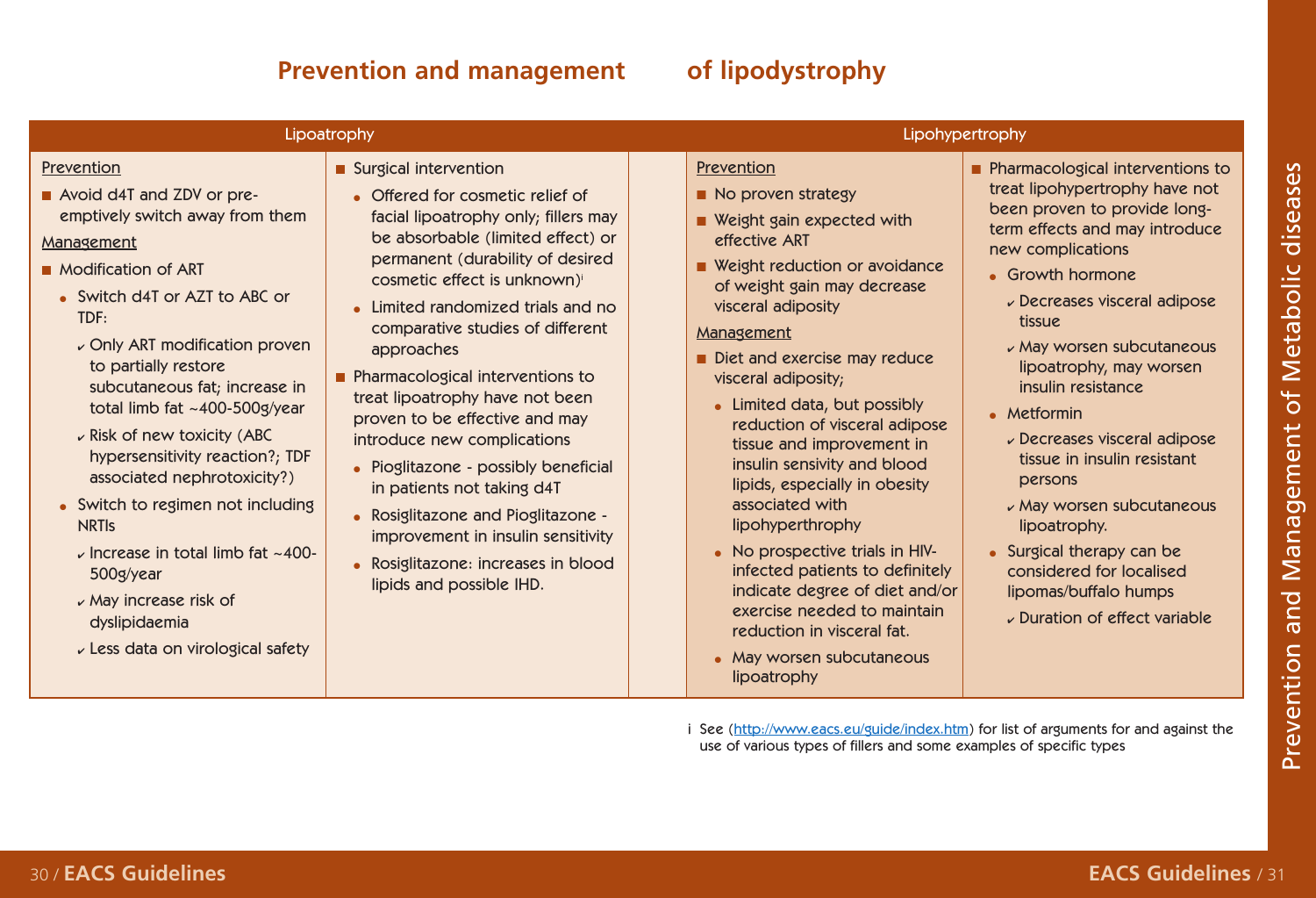# Prevention and management of lipodystrophy

## Lipoatrophy

### Prevention

- Avoid d4T and ZDV or pre-emptively switch away from them

### Management

- Modification of ART
  - Switch d4T or AZT to ABC or TDF:
    - Only ART modification proven to partially restore subcutaneous fat; increase in total limb fat ~400-500g/year
    - Risk of new toxicity (ABC hypersensitivity reaction?; TDF associated nephrotoxicity?)
  - Switch to regimen not including NRTIs
    - Increase in total limb fat ~400-500g/year
    - May increase risk of dyslipidaemia
    - Less data on virological safety
- Surgical intervention
  - Offered for cosmetic relief of facial lipoatrophy only; fillers may be absorbable (limited effect) or permanent (durability of desired cosmetic effect is unknown)[i]
  - Limited randomized trials and no comparative studies of different approaches
- Pharmacological interventions to treat lipoatrophy have not been proven to be effective and may introduce new complications
  - Pioglitazone - possibly beneficial in patients not taking d4T
  - Rosiglitazone and Pioglitazone - improvement in insulin sensitivity
  - Rosiglitazone: increases in blood lipids and possible IHD.

## Lipohypertrophy

### Prevention

- No proven strategy
- Weight gain expected with effective ART
- Weight reduction or avoidance of weight gain may decrease visceral adiposity

### Management

- Diet and exercise may reduce visceral adiposity;
  - Limited data, but possibly reduction of visceral adipose tissue and improvement in insulin sensivity and blood lipids, especially in obesity associated with lipohyperthrophy
  - No prospective trials in HIV-infected patients to definitely indicate degree of diet and/or exercise needed to maintain reduction in visceral fat.
  - May worsen subcutaneous lipoatrophy
- Pharmacological interventions to treat lipohypertrophy have not been proven to provide long-term effects and may introduce new complications
  - Growth hormone
    - Decreases visceral adipose tissue
    - May worsen subcutaneous lipoatrophy, may worsen insulin resistance
  - Metformin
    - Decreases visceral adipose tissue in insulin resistant persons
    - May worsen subcutaneous lipoatrophy.
  - Surgical therapy can be considered for localised lipomas/buffalo humps
    - Duration of effect variable

i See (http://www.eacs.eu/guide/index.htm) for list of arguments for and against the use of various types of fillers and some examples of specific types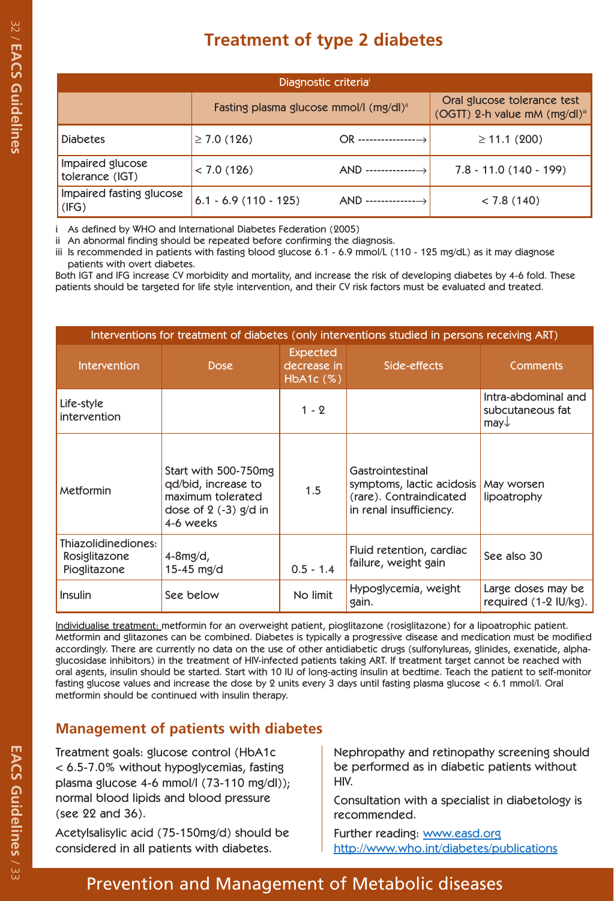# Treatment of type 2 diabetes

| Diagnostic criteria[i] | | | |
|---|---|---|---|
| | Fasting plasma glucose mmol/l (mg/dl)[ii] | | Oral glucose tolerance test (OGTT) 2-h value mM (mg/dl)[iii] |
| Diabetes | ≥ 7.0 (126) | OR ---------------→ | ≥ 11.1 (200) |
| Impaired glucose tolerance (IGT) | < 7.0 (126) | AND -------------→ | 7.8 - 11.0 (140 - 199) |
| Impaired fasting glucose (IFG) | 6.1 - 6.9 (110 - 125) | AND -------------→ | < 7.8 (140) |

i As defined by WHO and International Diabetes Federation (2005)
ii An abnormal finding should be repeated before confirming the diagnosis.
iii Is recommended in patients with fasting blood glucose 6.1 - 6.9 mmol/L (110 - 125 mg/dL) as it may diagnose patients with overt diabetes.

Both IGT and IFG increase CV morbidity and mortality, and increase the risk of developing diabetes by 4-6 fold. These patients should be targeted for life style intervention, and their CV risk factors must be evaluated and treated.

| Interventions for treatment of diabetes (only interventions studied in persons receiving ART) | | | | |
|---|---|---|---|---|
| Intervention | Dose | Expected decrease in HbA1c (%) | Side-effects | Comments |
| Life-style intervention | | 1 - 2 | | Intra-abdominal and subcutaneous fat may↓ |
| Metformin | Start with 500-750mg qd/bid, increase to maximum tolerated dose of 2 (-3) g/d in 4-6 weeks | 1.5 | Gastrointestinal symptoms, lactic acidosis (rare). Contraindicated in renal insufficiency. | May worsen lipoatrophy |
| Thiazolidinediones: Rosiglitazone Pioglitazone | 4-8mg/d, 15-45 mg/d | 0.5 - 1.4 | Fluid retention, cardiac failure, weight gain | See also 30 |
| Insulin | See below | No limit | Hypoglycemia, weight gain. | Large doses may be required (1-2 IU/kg). |

Individualise treatment: metformin for an overweight patient, pioglitazone (rosiglitazone) for a lipoatrophic patient. Metformin and glitazones can be combined. Diabetes is typically a progressive disease and medication must be modified accordingly. There are currently no data on the use of other antidiabetic drugs (sulfonylureas, glinides, exenatide, alpha-glucosidase inhibitors) in the treatment of HIV-infected patients taking ART. If treatment target cannot be reached with oral agents, insulin should be started. Start with 10 IU of long-acting insulin at bedtime. Teach the patient to self-monitor fasting glucose values and increase the dose by 2 units every 3 days until fasting plasma glucose < 6.1 mmol/l. Oral metformin should be continued with insulin therapy.

## Management of patients with diabetes

Treatment goals: glucose control (HbA1c < 6.5-7.0% without hypoglycemias, fasting plasma glucose 4-6 mmol/l (73-110 mg/dl)); normal blood lipids and blood pressure (see 22 and 36).

Acetylsalisylic acid (75-150mg/d) should be considered in all patients with diabetes.

Nephropathy and retinopathy screening should be performed as in diabetic patients without HIV.

Consultation with a specialist in diabetology is recommended.

Further reading: www.easd.org
http://www.who.int/diabetes/publications

Prevention and Management of Metabolic diseases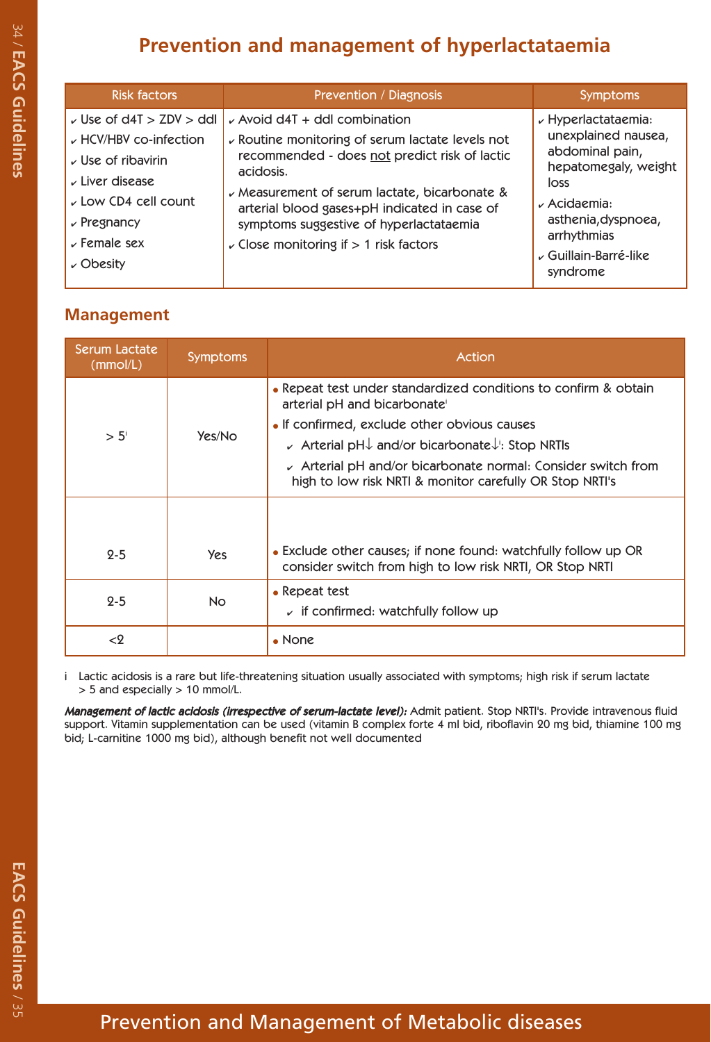# Prevention and management of hyperlactataemia

| Risk factors | Prevention / Diagnosis | Symptoms |
|---|---|---|
| ✓ Use of d4T > ZDV > ddI<br>✓ HCV/HBV co-infection<br>✓ Use of ribavirin<br>✓ Liver disease<br>✓ Low CD4 cell count<br>✓ Pregnancy<br>✓ Female sex<br>✓ Obesity | ✓ Avoid d4T + ddI combination<br>✓ Routine monitoring of serum lactate levels not recommended - does not predict risk of lactic acidosis.<br>✓ Measurement of serum lactate, bicarbonate & arterial blood gases+pH indicated in case of symptoms suggestive of hyperlactataemia<br>✓ Close monitoring if > 1 risk factors | ✓ Hyperlactataemia: unexplained nausea, abdominal pain, hepatomegaly, weight loss<br>✓ Acidaemia: asthenia,dyspnoea, arrhythmias<br>✓ Guillain-Barré-like syndrome |

## Management

| Serum Lactate (mmol/L) | Symptoms | Action |
|---|---|---|
| > 5[i] | Yes/No | • Repeat test under standardized conditions to confirm & obtain arterial pH and bicarbonate[i]<br>• If confirmed, exclude other obvious causes<br>✓ Arterial pH↓ and/or bicarbonate↓[i]: Stop NRTIs<br>✓ Arterial pH and/or bicarbonate normal: Consider switch from high to low risk NRTI & monitor carefully OR Stop NRTI's |
| 2-5 | Yes | • Exclude other causes; if none found: watchfully follow up OR consider switch from high to low risk NRTI, OR Stop NRTI |
| 2-5 | No | • Repeat test<br>✓ if confirmed: watchfully follow up |
| <2 | | • None |

i Lactic acidosis is a rare but life-threatening situation usually associated with symptoms; high risk if serum lactate > 5 and especially > 10 mmol/L.

***Management of lactic acidosis (irrespective of serum-lactate level):*** Admit patient. Stop NRTI's. Provide intravenous fluid support. Vitamin supplementation can be used (vitamin B complex forte 4 ml bid, riboflavin 20 mg bid, thiamine 100 mg bid; L-carnitine 1000 mg bid), although benefit not well documented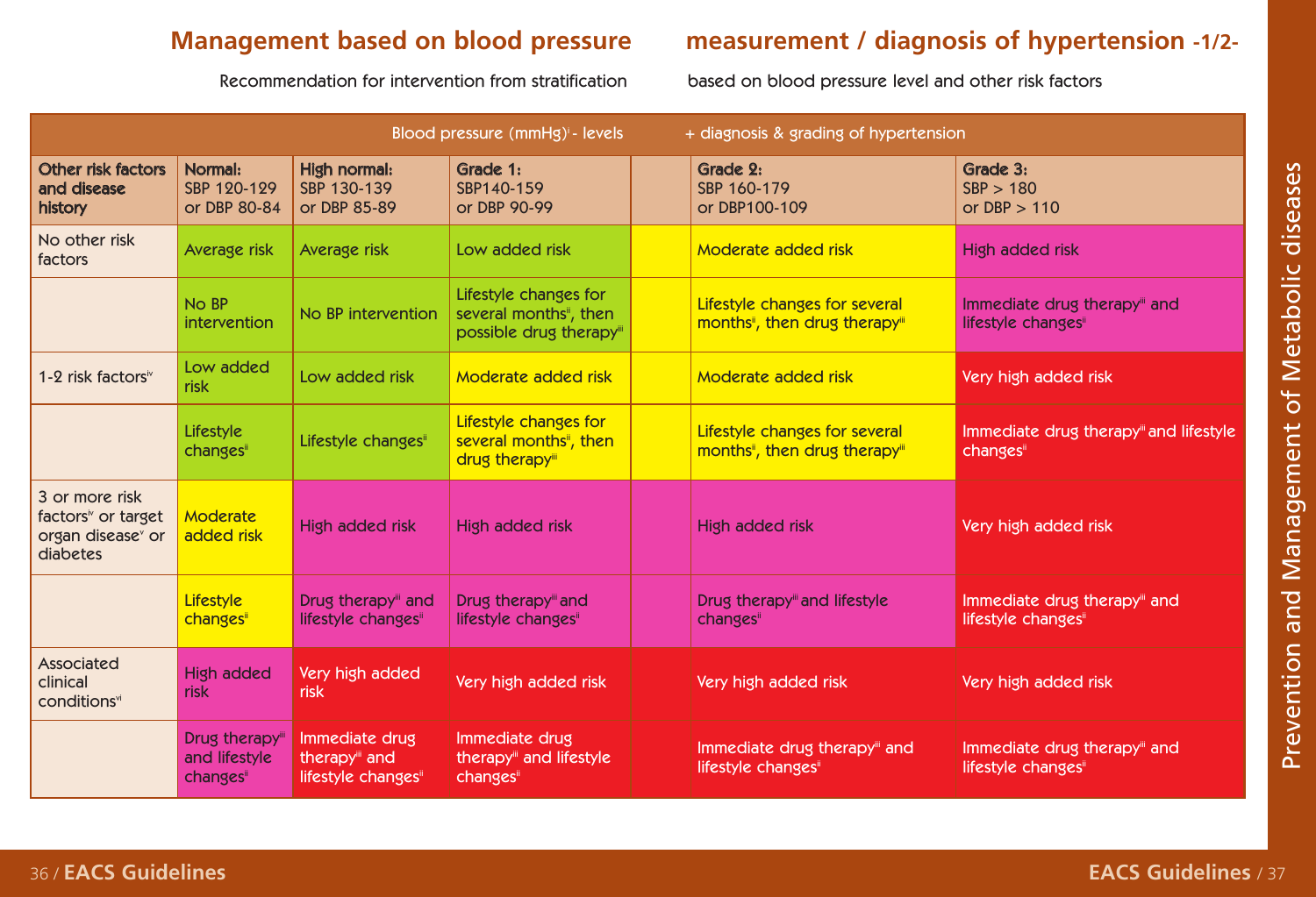# Management based on blood pressure measurement / diagnosis of hypertension -1/2-

Recommendation for intervention from stratification based on blood pressure level and other risk factors

| Other risk factors and disease history | Blood pressure (mmHg)[i] - levels + diagnosis & grading of hypertension | | | | |
|---|---|---|---|---|---|
| | **Normal:** SBP 120-129 or DBP 80-84 | **High normal:** SBP 130-139 or DBP 85-89 | **Grade 1:** SBP140-159 or DBP 90-99 | **Grade 2:** SBP 160-179 or DBP100-109 | **Grade 3:** SBP > 180 or DBP > 110 |
| No other risk factors | Average risk | Average risk | Low added risk | Moderate added risk | High added risk |
| | No BP intervention | No BP intervention | Lifestyle changes for several months[ii], then possible drug therapy[iii] | Lifestyle changes for several months[ii], then drug therapy[iii] | Immediate drug therapy[iii] and lifestyle changes[ii] |
| 1-2 risk factors[iv] | Low added risk | Low added risk | Moderate added risk | Moderate added risk | Very high added risk |
| | Lifestyle changes[ii] | Lifestyle changes[ii] | Lifestyle changes for several months[ii], then drug therapy[iii] | Lifestyle changes for several months[ii], then drug therapy[iii] | Immediate drug therapy[iii] and lifestyle changes[ii] |
| 3 or more risk factors[iv] or target organ disease[v] or diabetes | Moderate added risk | High added risk | High added risk | High added risk | Very high added risk |
| | Lifestyle changes[ii] | Drug therapy[iii] and lifestyle changes[ii] | Drug therapy[iii] and lifestyle changes[ii] | Drug therapy[iii] and lifestyle changes[ii] | Immediate drug therapy[iii] and lifestyle changes[ii] |
| Associated clinical conditions[vi] | High added risk | Very high added risk | Very high added risk | Very high added risk | Very high added risk |
| | Drug therapy[iii] and lifestyle changes[ii] | Immediate drug therapy[iii] and lifestyle changes[ii] | Immediate drug therapy[iii] and lifestyle changes[ii] | Immediate drug therapy[iii] and lifestyle changes[ii] | Immediate drug therapy[iii] and lifestyle changes[ii] |

Prevention and Management of Metabolic diseases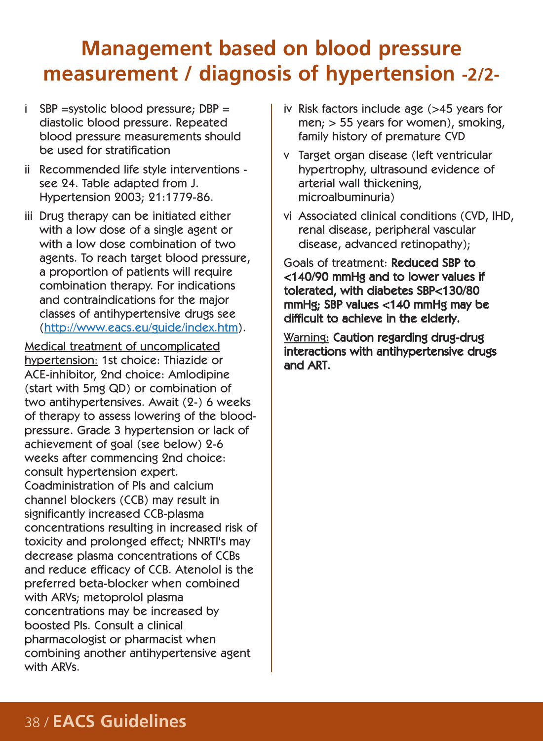# Management based on blood pressure measurement / diagnosis of hypertension -2/2-

i SBP =systolic blood pressure; DBP = diastolic blood pressure. Repeated blood pressure measurements should be used for stratification

ii Recommended life style interventions - see 24. Table adapted from J. Hypertension 2003; 21:1779-86.

iii Drug therapy can be initiated either with a low dose of a single agent or with a low dose combination of two agents. To reach target blood pressure, a proportion of patients will require combination therapy. For indications and contraindications for the major classes of antihypertensive drugs see (http://www.eacs.eu/guide/index.htm).

Medical treatment of uncomplicated hypertension: 1st choice: Thiazide or ACE-inhibitor, 2nd choice: Amlodipine (start with 5mg QD) or combination of two antihypertensives. Await (2-) 6 weeks of therapy to assess lowering of the blood-pressure. Grade 3 hypertension or lack of achievement of goal (see below) 2-6 weeks after commencing 2nd choice: consult hypertension expert. Coadministration of PIs and calcium channel blockers (CCB) may result in significantly increased CCB-plasma concentrations resulting in increased risk of toxicity and prolonged effect; NNRTI's may decrease plasma concentrations of CCBs and reduce efficacy of CCB. Atenolol is the preferred beta-blocker when combined with ARVs; metoprolol plasma concentrations may be increased by boosted PIs. Consult a clinical pharmacologist or pharmacist when combining another antihypertensive agent with ARVs.

iv Risk factors include age (>45 years for men; > 55 years for women), smoking, family history of premature CVD

v Target organ disease (left ventricular hypertrophy, ultrasound evidence of arterial wall thickening, microalbuminuria)

vi Associated clinical conditions (CVD, IHD, renal disease, peripheral vascular disease, advanced retinopathy);

Goals of treatment: **Reduced SBP to <140/90 mmHg and to lower values if tolerated, with diabetes SBP<130/80 mmHg; SBP values <140 mmHg may be difficult to achieve in the elderly.**

Warning: **Caution regarding drug-drug interactions with antihypertensive drugs and ART.**